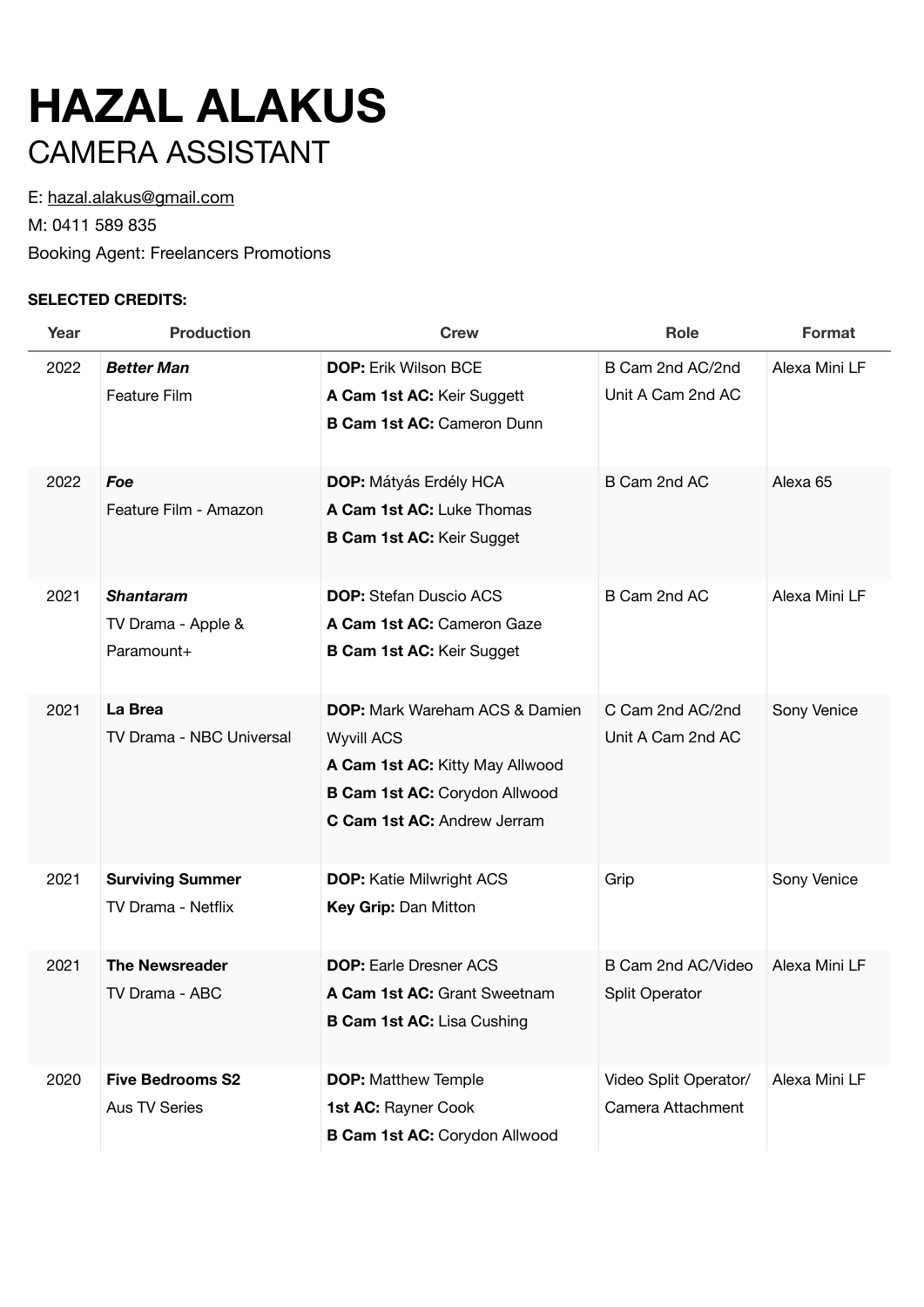# HAZAL ALAKUS

## CAMERA ASSISTANT

E: hazal.alakus@gmail.com

M: 0411 589 835

Booking Agent: Freelancers Promotions

**SELECTED CREDITS:**

| Year | Production | Crew | Role | Format |
|---|---|---|---|---|
| 2022 | ***Better Man***<br>Feature Film | **DOP:** Erik Wilson BCE<br>**A Cam 1st AC:** Keir Suggett<br>**B Cam 1st AC:** Cameron Dunn | B Cam 2nd AC/2nd Unit A Cam 2nd AC | Alexa Mini LF |
| 2022 | ***Foe***<br>Feature Film - Amazon | **DOP:** Mátyás Erdély HCA<br>**A Cam 1st AC:** Luke Thomas<br>**B Cam 1st AC:** Keir Sugget | B Cam 2nd AC | Alexa 65 |
| 2021 | ***Shantaram***<br>TV Drama - Apple & Paramount+ | **DOP:** Stefan Duscio ACS<br>**A Cam 1st AC:** Cameron Gaze<br>**B Cam 1st AC:** Keir Sugget | B Cam 2nd AC | Alexa Mini LF |
| 2021 | **La Brea**<br>TV Drama - NBC Universal | **DOP:** Mark Wareham ACS & Damien Wyvill ACS<br>**A Cam 1st AC:** Kitty May Allwood<br>**B Cam 1st AC:** Corydon Allwood<br>**C Cam 1st AC:** Andrew Jerram | C Cam 2nd AC/2nd Unit A Cam 2nd AC | Sony Venice |
| 2021 | **Surviving Summer**<br>TV Drama - Netflix | **DOP:** Katie Milwright ACS<br>**Key Grip:** Dan Mitton | Grip | Sony Venice |
| 2021 | **The Newsreader**<br>TV Drama - ABC | **DOP:** Earle Dresner ACS<br>**A Cam 1st AC:** Grant Sweetnam<br>**B Cam 1st AC:** Lisa Cushing | B Cam 2nd AC/Video Split Operator | Alexa Mini LF |
| 2020 | **Five Bedrooms S2**<br>Aus TV Series | **DOP:** Matthew Temple<br>**1st AC:** Rayner Cook<br>**B Cam 1st AC:** Corydon Allwood | Video Split Operator/ Camera Attachment | Alexa Mini LF |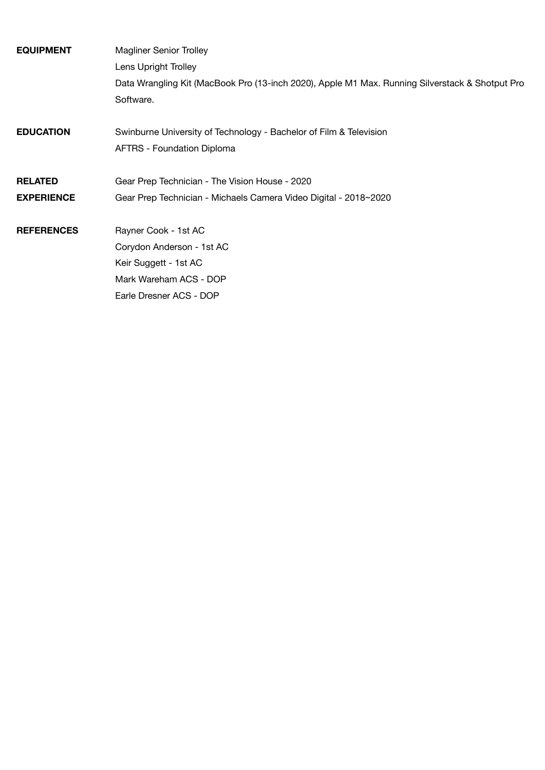**EQUIPMENT**

Magliner Senior Trolley

Lens Upright Trolley

Data Wrangling Kit (MacBook Pro (13-inch 2020), Apple M1 Max. Running Silverstack & Shotput Pro Software.

**EDUCATION**

Swinburne University of Technology - Bachelor of Film & Television

AFTRS - Foundation Diploma

**RELATED EXPERIENCE**

Gear Prep Technician - The Vision House - 2020

Gear Prep Technician - Michaels Camera Video Digital - 2018~2020

**REFERENCES**

Rayner Cook - 1st AC

Corydon Anderson - 1st AC

Keir Suggett - 1st AC

Mark Wareham ACS - DOP

Earle Dresner ACS - DOP